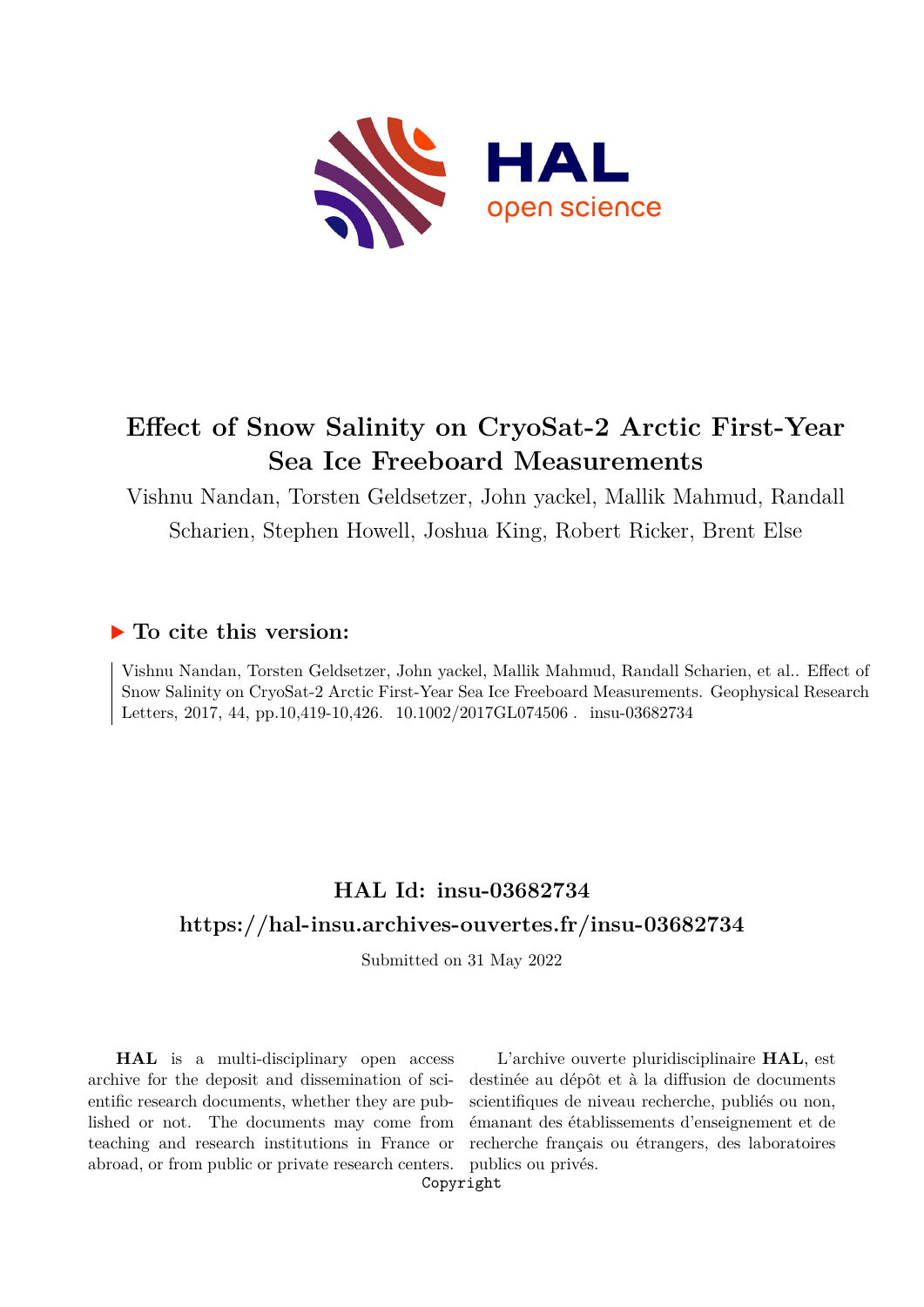# Effect of Snow Salinity on CryoSat-2 Arctic First-Year Sea Ice Freeboard Measurements

Vishnu Nandan, Torsten Geldsetzer, John yackel, Mallik Mahmud, Randall Scharien, Stephen Howell, Joshua King, Robert Ricker, Brent Else

## ▶ To cite this version:

Vishnu Nandan, Torsten Geldsetzer, John yackel, Mallik Mahmud, Randall Scharien, et al.. Effect of Snow Salinity on CryoSat-2 Arctic First-Year Sea Ice Freeboard Measurements. Geophysical Research Letters, 2017, 44, pp.10,419-10,426. 10.1002/2017GL074506 . insu-03682734

## HAL Id: insu-03682734

## https://hal-insu.archives-ouvertes.fr/insu-03682734

Submitted on 31 May 2022

**HAL** is a multi-disciplinary open access archive for the deposit and dissemination of scientific research documents, whether they are published or not. The documents may come from teaching and research institutions in France or abroad, or from public or private research centers.

L'archive ouverte pluridisciplinaire **HAL**, est destinée au dépôt et à la diffusion de documents scientifiques de niveau recherche, publiés ou non, émanant des établissements d'enseignement et de recherche français ou étrangers, des laboratoires publics ou privés.

Copyright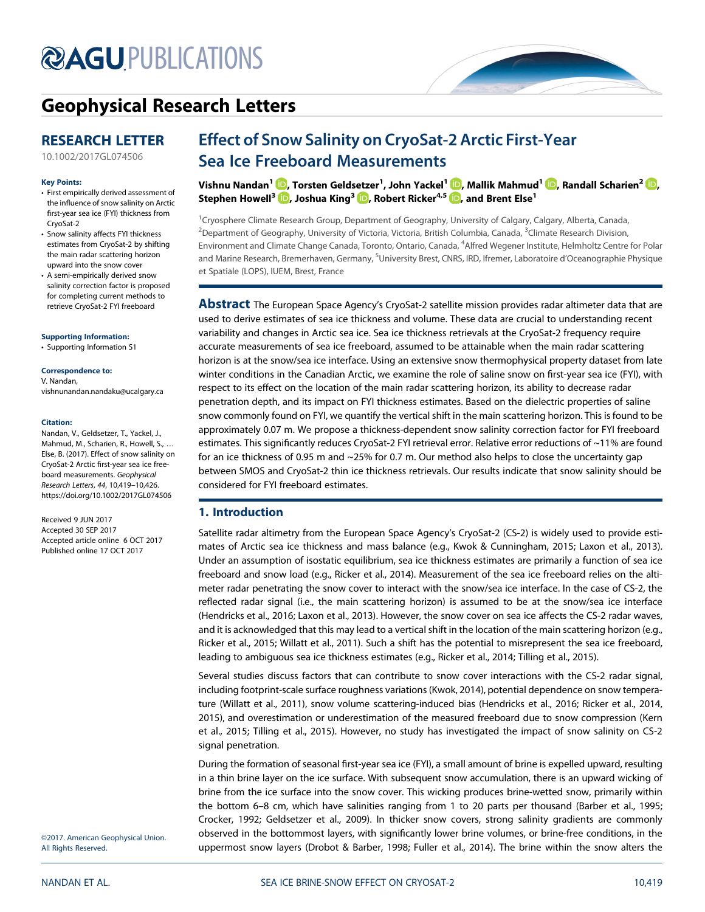# Effect of Snow Salinity on CryoSat-2 Arctic First-Year Sea Ice Freeboard Measurements

**Vishnu Nandan[1], Torsten Geldsetzer[1], John Yackel[1], Mallik Mahmud[1], Randall Scharien[2], Stephen Howell[3], Joshua King[3], Robert Ricker[4,5], and Brent Else[1]**

[1]Cryosphere Climate Research Group, Department of Geography, University of Calgary, Calgary, Alberta, Canada, [2]Department of Geography, University of Victoria, Victoria, British Columbia, Canada, [3]Climate Research Division, Environment and Climate Change Canada, Toronto, Ontario, Canada, [4]Alfred Wegener Institute, Helmholtz Centre for Polar and Marine Research, Bremerhaven, Germany, [5]University Brest, CNRS, IRD, Ifremer, Laboratoire d'Oceanographie Physique et Spatiale (LOPS), IUEM, Brest, France

**RESEARCH LETTER**

10.1002/2017GL074506

**Key Points:**

- First empirically derived assessment of the influence of snow salinity on Arctic first-year sea ice (FYI) thickness from CryoSat-2
- Snow salinity affects FYI thickness estimates from CryoSat-2 by shifting the main radar scattering horizon upward into the snow cover
- A semi-empirically derived snow salinity correction factor is proposed for completing current methods to retrieve CryoSat-2 FYI freeboard

**Supporting Information:**

- Supporting Information S1

**Correspondence to:**

V. Nandan,
vishnunandan.nandaku@ucalgary.ca

**Citation:**

Nandan, V., Geldsetzer, T., Yackel, J., Mahmud, M., Scharien, R., Howell, S., … Else, B. (2017). Effect of snow salinity on CryoSat-2 Arctic first-year sea ice freeboard measurements. *Geophysical Research Letters*, *44*, 10,419–10,426. https://doi.org/10.1002/2017GL074506

Received 9 JUN 2017
Accepted 30 SEP 2017
Accepted article online 6 OCT 2017
Published online 17 OCT 2017

©2017. American Geophysical Union. All Rights Reserved.

**Abstract** The European Space Agency's CryoSat-2 satellite mission provides radar altimeter data that are used to derive estimates of sea ice thickness and volume. These data are crucial to understanding recent variability and changes in Arctic sea ice. Sea ice thickness retrievals at the CryoSat-2 frequency require accurate measurements of sea ice freeboard, assumed to be attainable when the main radar scattering horizon is at the snow/sea ice interface. Using an extensive snow thermophysical property dataset from late winter conditions in the Canadian Arctic, we examine the role of saline snow on first-year sea ice (FYI), with respect to its effect on the location of the main radar scattering horizon, its ability to decrease radar penetration depth, and its impact on FYI thickness estimates. Based on the dielectric properties of saline snow commonly found on FYI, we quantify the vertical shift in the main scattering horizon. This is found to be approximately 0.07 m. We propose a thickness-dependent snow salinity correction factor for FYI freeboard estimates. This significantly reduces CryoSat-2 FYI retrieval error. Relative error reductions of ~11% are found for an ice thickness of 0.95 m and ~25% for 0.7 m. Our method also helps to close the uncertainty gap between SMOS and CryoSat-2 thin ice thickness retrievals. Our results indicate that snow salinity should be considered for FYI freeboard estimates.

## 1. Introduction

Satellite radar altimetry from the European Space Agency's CryoSat-2 (CS-2) is widely used to provide estimates of Arctic sea ice thickness and mass balance (e.g., Kwok & Cunningham, 2015; Laxon et al., 2013). Under an assumption of isostatic equilibrium, sea ice thickness estimates are primarily a function of sea ice freeboard and snow load (e.g., Ricker et al., 2014). Measurement of the sea ice freeboard relies on the altimeter radar penetrating the snow cover to interact with the snow/sea ice interface. In the case of CS-2, the reflected radar signal (i.e., the main scattering horizon) is assumed to be at the snow/sea ice interface (Hendricks et al., 2016; Laxon et al., 2013). However, the snow cover on sea ice affects the CS-2 radar waves, and it is acknowledged that this may lead to a vertical shift in the location of the main scattering horizon (e.g., Ricker et al., 2015; Willatt et al., 2011). Such a shift has the potential to misrepresent the sea ice freeboard, leading to ambiguous sea ice thickness estimates (e.g., Ricker et al., 2014; Tilling et al., 2015).

Several studies discuss factors that can contribute to snow cover interactions with the CS-2 radar signal, including footprint-scale surface roughness variations (Kwok, 2014), potential dependence on snow temperature (Willatt et al., 2011), snow volume scattering-induced bias (Hendricks et al., 2016; Ricker et al., 2014, 2015), and overestimation or underestimation of the measured freeboard due to snow compression (Kern et al., 2015; Tilling et al., 2015). However, no study has investigated the impact of snow salinity on CS-2 signal penetration.

During the formation of seasonal first-year sea ice (FYI), a small amount of brine is expelled upward, resulting in a thin brine layer on the ice surface. With subsequent snow accumulation, there is an upward wicking of brine from the ice surface into the snow cover. This wicking produces brine-wetted snow, primarily within the bottom 6–8 cm, which have salinities ranging from 1 to 20 parts per thousand (Barber et al., 1995; Crocker, 1992; Geldsetzer et al., 2009). In thicker snow covers, strong salinity gradients are commonly observed in the bottommost layers, with significantly lower brine volumes, or brine-free conditions, in the uppermost snow layers (Drobot & Barber, 1998; Fuller et al., 2014). The brine within the snow alters the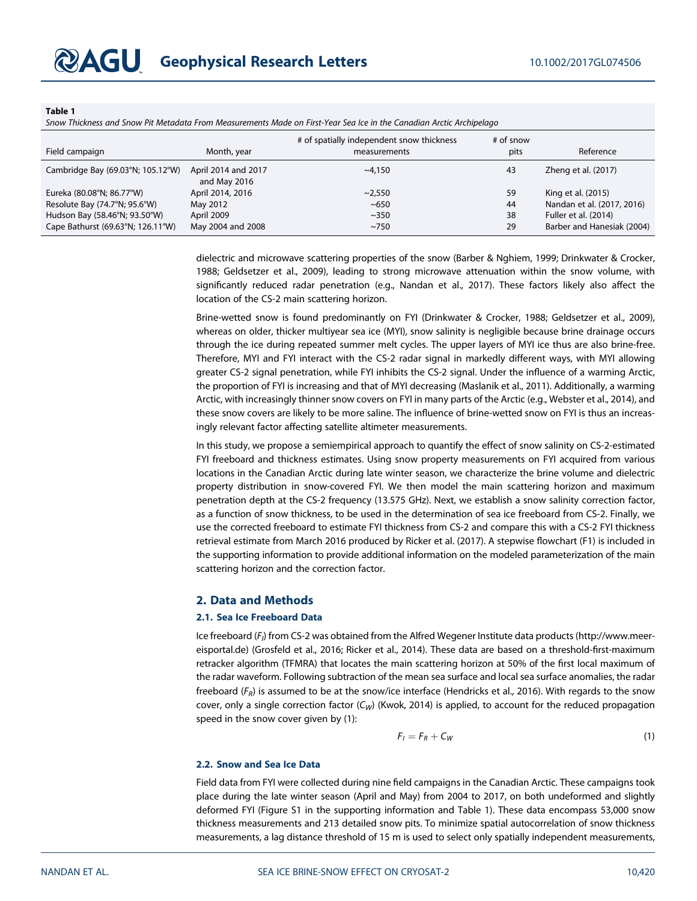**Table 1**

*Snow Thickness and Snow Pit Metadata From Measurements Made on First-Year Sea Ice in the Canadian Arctic Archipelago*

| Field campaign | Month, year | # of spatially independent snow thickness measurements | # of snow pits | Reference |
|---|---|---|---|---|
| Cambridge Bay (69.03°N; 105.12°W) | April 2014 and 2017 and May 2016 | ~4,150 | 43 | Zheng et al. (2017) |
| Eureka (80.08°N; 86.77°W) | April 2014, 2016 | ~2,550 | 59 | King et al. (2015) |
| Resolute Bay (74.7°N; 95.6°W) | May 2012 | ~650 | 44 | Nandan et al. (2017, 2016) |
| Hudson Bay (58.46°N; 93.50°W) | April 2009 | ~350 | 38 | Fuller et al. (2014) |
| Cape Bathurst (69.63°N; 126.11°W) | May 2004 and 2008 | ~750 | 29 | Barber and Hanesiak (2004) |

dielectric and microwave scattering properties of the snow (Barber & Nghiem, 1999; Drinkwater & Crocker, 1988; Geldsetzer et al., 2009), leading to strong microwave attenuation within the snow volume, with significantly reduced radar penetration (e.g., Nandan et al., 2017). These factors likely also affect the location of the CS-2 main scattering horizon.

Brine-wetted snow is found predominantly on FYI (Drinkwater & Crocker, 1988; Geldsetzer et al., 2009), whereas on older, thicker multiyear sea ice (MYI), snow salinity is negligible because brine drainage occurs through the ice during repeated summer melt cycles. The upper layers of MYI ice thus are also brine-free. Therefore, MYI and FYI interact with the CS-2 radar signal in markedly different ways, with MYI allowing greater CS-2 signal penetration, while FYI inhibits the CS-2 signal. Under the influence of a warming Arctic, the proportion of FYI is increasing and that of MYI decreasing (Maslanik et al., 2011). Additionally, a warming Arctic, with increasingly thinner snow covers on FYI in many parts of the Arctic (e.g., Webster et al., 2014), and these snow covers are likely to be more saline. The influence of brine-wetted snow on FYI is thus an increasingly relevant factor affecting satellite altimeter measurements.

In this study, we propose a semiempirical approach to quantify the effect of snow salinity on CS-2-estimated FYI freeboard and thickness estimates. Using snow property measurements on FYI acquired from various locations in the Canadian Arctic during late winter season, we characterize the brine volume and dielectric property distribution in snow-covered FYI. We then model the main scattering horizon and maximum penetration depth at the CS-2 frequency (13.575 GHz). Next, we establish a snow salinity correction factor, as a function of snow thickness, to be used in the determination of sea ice freeboard from CS-2. Finally, we use the corrected freeboard to estimate FYI thickness from CS-2 and compare this with a CS-2 FYI thickness retrieval estimate from March 2016 produced by Ricker et al. (2017). A stepwise flowchart (F1) is included in the supporting information to provide additional information on the modeled parameterization of the main scattering horizon and the correction factor.

## 2. Data and Methods

### 2.1. Sea Ice Freeboard Data

Ice freeboard ($F_I$) from CS-2 was obtained from the Alfred Wegener Institute data products (http://www.meereisportal.de) (Grosfeld et al., 2016; Ricker et al., 2014). These data are based on a threshold-first-maximum retracker algorithm (TFMRA) that locates the main scattering horizon at 50% of the first local maximum of the radar waveform. Following subtraction of the mean sea surface and local sea surface anomalies, the radar freeboard ($F_R$) is assumed to be at the snow/ice interface (Hendricks et al., 2016). With regards to the snow cover, only a single correction factor ($C_W$) (Kwok, 2014) is applied, to account for the reduced propagation speed in the snow cover given by (1):

$$F_I = F_R + C_W \tag{1}$$

### 2.2. Snow and Sea Ice Data

Field data from FYI were collected during nine field campaigns in the Canadian Arctic. These campaigns took place during the late winter season (April and May) from 2004 to 2017, on both undeformed and slightly deformed FYI (Figure S1 in the supporting information and Table 1). These data encompass 53,000 snow thickness measurements and 213 detailed snow pits. To minimize spatial autocorrelation of snow thickness measurements, a lag distance threshold of 15 m is used to select only spatially independent measurements,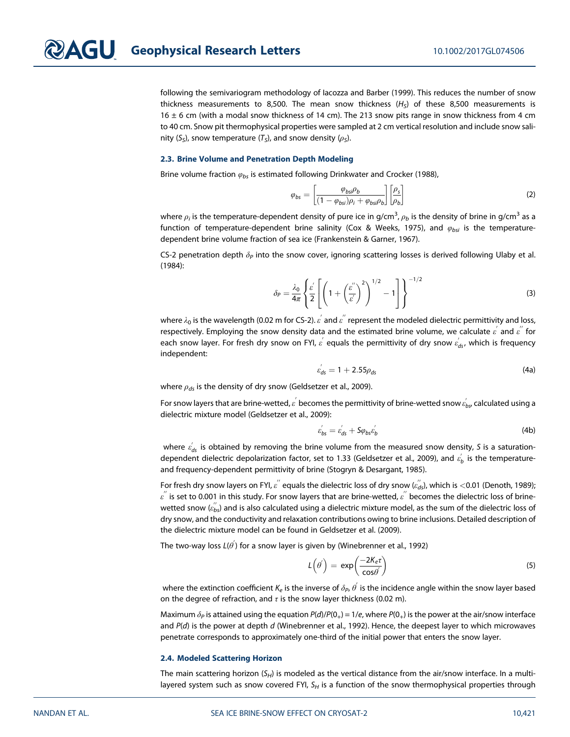following the semivariogram methodology of Iacozza and Barber (1999). This reduces the number of snow thickness measurements to 8,500. The mean snow thickness ($H_S$) of these 8,500 measurements is 16 ± 6 cm (with a modal snow thickness of 14 cm). The 213 snow pits range in snow thickness from 4 cm to 40 cm. Snow pit thermophysical properties were sampled at 2 cm vertical resolution and include snow salinity ($S_S$), snow temperature ($T_S$), and snow density ($\rho_S$).

### 2.3. Brine Volume and Penetration Depth Modeling

Brine volume fraction $\varphi_{bs}$ is estimated following Drinkwater and Crocker (1988),

$$\varphi_{bs} = \left[\frac{\varphi_{bsi}\rho_b}{(1-\varphi_{bsi})\rho_i + \varphi_{bsi}\rho_b}\right]\left[\frac{\rho_s}{\rho_b}\right] \tag{2}$$

where $\rho_i$ is the temperature-dependent density of pure ice in g/cm$^3$, $\rho_b$ is the density of brine in g/cm$^3$ as a function of temperature-dependent brine salinity (Cox & Weeks, 1975), and $\varphi_{bsi}$ is the temperature-dependent brine volume fraction of sea ice (Frankenstein & Garner, 1967).

CS-2 penetration depth $\delta_P$ into the snow cover, ignoring scattering losses is derived following Ulaby et al. (1984):

$$\delta_P = \frac{\lambda_0}{4\pi}\left\{\frac{\varepsilon'}{2}\left[\left(1+\left(\frac{\varepsilon''}{\varepsilon'}\right)^2\right)^{1/2} - 1\right]\right\}^{-1/2} \tag{3}$$

where $\lambda_0$ is the wavelength (0.02 m for CS-2). $\varepsilon'$ and $\varepsilon''$ represent the modeled dielectric permittivity and loss, respectively. Employing the snow density data and the estimated brine volume, we calculate $\varepsilon'$ and $\varepsilon''$ for each snow layer. For fresh dry snow on FYI, $\varepsilon'$ equals the permittivity of dry snow $\varepsilon'_{ds}$, which is frequency independent:

$$\varepsilon'_{ds} = 1 + 2.55\rho_{ds} \tag{4a}$$

where $\rho_{ds}$ is the density of dry snow (Geldsetzer et al., 2009).

For snow layers that are brine-wetted, $\varepsilon'$ becomes the permittivity of brine-wetted snow $\varepsilon'_{bs}$, calculated using a dielectric mixture model (Geldsetzer et al., 2009):

$$\varepsilon'_{bs} = \varepsilon'_{ds} + S\varphi_{bs}\varepsilon'_b \tag{4b}$$

where $\varepsilon'_{ds}$ is obtained by removing the brine volume from the measured snow density, $S$ is a saturation-dependent dielectric depolarization factor, set to 1.33 (Geldsetzer et al., 2009), and $\varepsilon'_b$ is the temperature- and frequency-dependent permittivity of brine (Stogryn & Desargant, 1985).

For fresh dry snow layers on FYI, $\varepsilon''$ equals the dielectric loss of dry snow ($\varepsilon''_{ds}$), which is <0.01 (Denoth, 1989); $\varepsilon''$ is set to 0.001 in this study. For snow layers that are brine-wetted, $\varepsilon''$ becomes the dielectric loss of brine-wetted snow ($\varepsilon''_{bs}$) and is also calculated using a dielectric mixture model, as the sum of the dielectric loss of dry snow, and the conductivity and relaxation contributions owing to brine inclusions. Detailed description of the dielectric mixture model can be found in Geldsetzer et al. (2009).

The two-way loss $L(\theta')$ for a snow layer is given by (Winebrenner et al., 1992)

$$L\left(\theta'\right) = \exp\left(\frac{-2K_e\tau}{\cos\theta'}\right) \tag{5}$$

where the extinction coefficient $K_e$ is the inverse of $\delta_P$, $\theta'$ is the incidence angle within the snow layer based on the degree of refraction, and $\tau$ is the snow layer thickness (0.02 m).

Maximum $\delta_P$ is attained using the equation $P(d)/P(0_+) = 1/e$, where $P(0_+)$ is the power at the air/snow interface and $P(d)$ is the power at depth $d$ (Winebrenner et al., 1992). Hence, the deepest layer to which microwaves penetrate corresponds to approximately one-third of the initial power that enters the snow layer.

### 2.4. Modeled Scattering Horizon

The main scattering horizon ($S_H$) is modeled as the vertical distance from the air/snow interface. In a multi-layered system such as snow covered FYI, $S_H$ is a function of the snow thermophysical properties through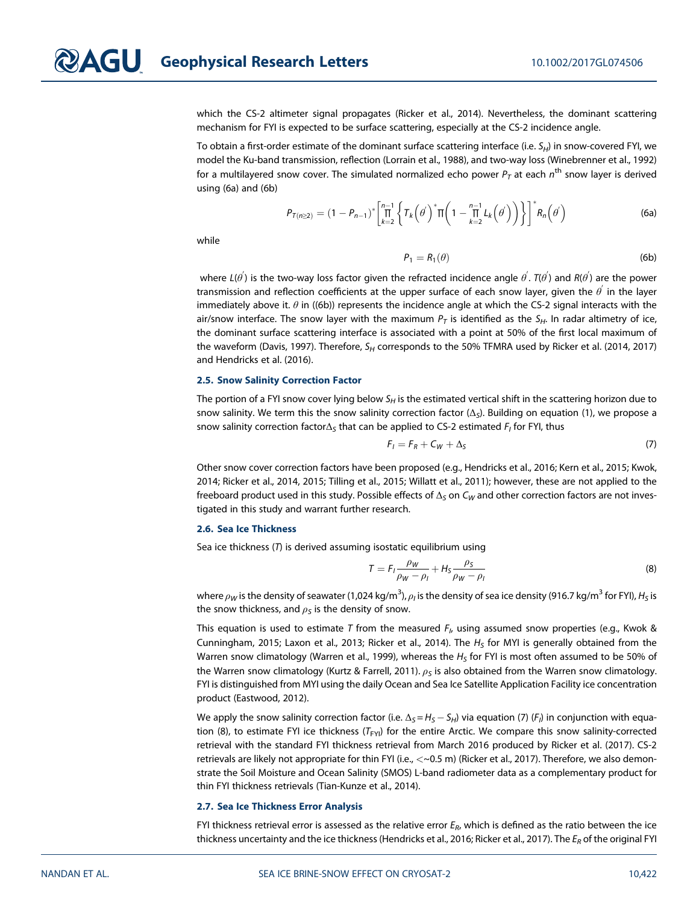which the CS-2 altimeter signal propagates (Ricker et al., 2014). Nevertheless, the dominant scattering mechanism for FYI is expected to be surface scattering, especially at the CS-2 incidence angle.

To obtain a first-order estimate of the dominant surface scattering interface (i.e. $S_H$) in snow-covered FYI, we model the Ku-band transmission, reflection (Lorrain et al., 1988), and two-way loss (Winebrenner et al., 1992) for a multilayered snow cover. The simulated normalized echo power $P_T$ at each $n^{\text{th}}$ snow layer is derived using (6a) and (6b)

$$P_{T(n\geq 2)} = (1 - P_{n-1})^* \left[ \prod_{k=2}^{n-1} \left\{ T_k\left(\theta'\right)^* \Pi\left(1 - \prod_{k=2}^{n-1} L_k\left(\theta'\right)\right) \right\} \right]^* R_n\left(\theta'\right) \tag{6a}$$

while

$$P_1 = R_1(\theta) \tag{6b}$$

where $L(\theta')$ is the two-way loss factor given the refracted incidence angle $\theta'$. $T(\theta')$ and $R(\theta')$ are the power transmission and reflection coefficients at the upper surface of each snow layer, given the $\theta'$ in the layer immediately above it. $\theta$ in ((6b)) represents the incidence angle at which the CS-2 signal interacts with the air/snow interface. The snow layer with the maximum $P_T$ is identified as the $S_H$. In radar altimetry of ice, the dominant surface scattering interface is associated with a point at 50% of the first local maximum of the waveform (Davis, 1997). Therefore, $S_H$ corresponds to the 50% TFMRA used by Ricker et al. (2014, 2017) and Hendricks et al. (2016).

### 2.5. Snow Salinity Correction Factor

The portion of a FYI snow cover lying below $S_H$ is the estimated vertical shift in the scattering horizon due to snow salinity. We term this the snow salinity correction factor ($\Delta_S$). Building on equation (1), we propose a snow salinity correction factor$\Delta_S$ that can be applied to CS-2 estimated $F_I$ for FYI, thus

$$F_I = F_R + C_W + \Delta_S \tag{7}$$

Other snow cover correction factors have been proposed (e.g., Hendricks et al., 2016; Kern et al., 2015; Kwok, 2014; Ricker et al., 2014, 2015; Tilling et al., 2015; Willatt et al., 2011); however, these are not applied to the freeboard product used in this study. Possible effects of $\Delta_S$ on $C_W$ and other correction factors are not investigated in this study and warrant further research.

### 2.6. Sea Ice Thickness

Sea ice thickness ($T$) is derived assuming isostatic equilibrium using

$$T = F_I \frac{\rho_W}{\rho_W - \rho_I} + H_S \frac{\rho_S}{\rho_W - \rho_I} \tag{8}$$

where $\rho_W$ is the density of seawater (1,024 kg/m$^3$), $\rho_I$ is the density of sea ice density (916.7 kg/m$^3$ for FYI), $H_S$ is the snow thickness, and $\rho_S$ is the density of snow.

This equation is used to estimate $T$ from the measured $F_I$, using assumed snow properties (e.g., Kwok & Cunningham, 2015; Laxon et al., 2013; Ricker et al., 2014). The $H_S$ for MYI is generally obtained from the Warren snow climatology (Warren et al., 1999), whereas the $H_S$ for FYI is most often assumed to be 50% of the Warren snow climatology (Kurtz & Farrell, 2011). $\rho_S$ is also obtained from the Warren snow climatology. FYI is distinguished from MYI using the daily Ocean and Sea Ice Satellite Application Facility ice concentration product (Eastwood, 2012).

We apply the snow salinity correction factor (i.e. $\Delta_S = H_S - S_H$) via equation (7) ($F_I$) in conjunction with equation (8), to estimate FYI ice thickness ($T_{\text{FYI}}$) for the entire Arctic. We compare this snow salinity-corrected retrieval with the standard FYI thickness retrieval from March 2016 produced by Ricker et al. (2017). CS-2 retrievals are likely not appropriate for thin FYI (i.e., <~0.5 m) (Ricker et al., 2017). Therefore, we also demonstrate the Soil Moisture and Ocean Salinity (SMOS) L-band radiometer data as a complementary product for thin FYI thickness retrievals (Tian-Kunze et al., 2014).

### 2.7. Sea Ice Thickness Error Analysis

FYI thickness retrieval error is assessed as the relative error $E_R$, which is defined as the ratio between the ice thickness uncertainty and the ice thickness (Hendricks et al., 2016; Ricker et al., 2017). The $E_R$ of the original FYI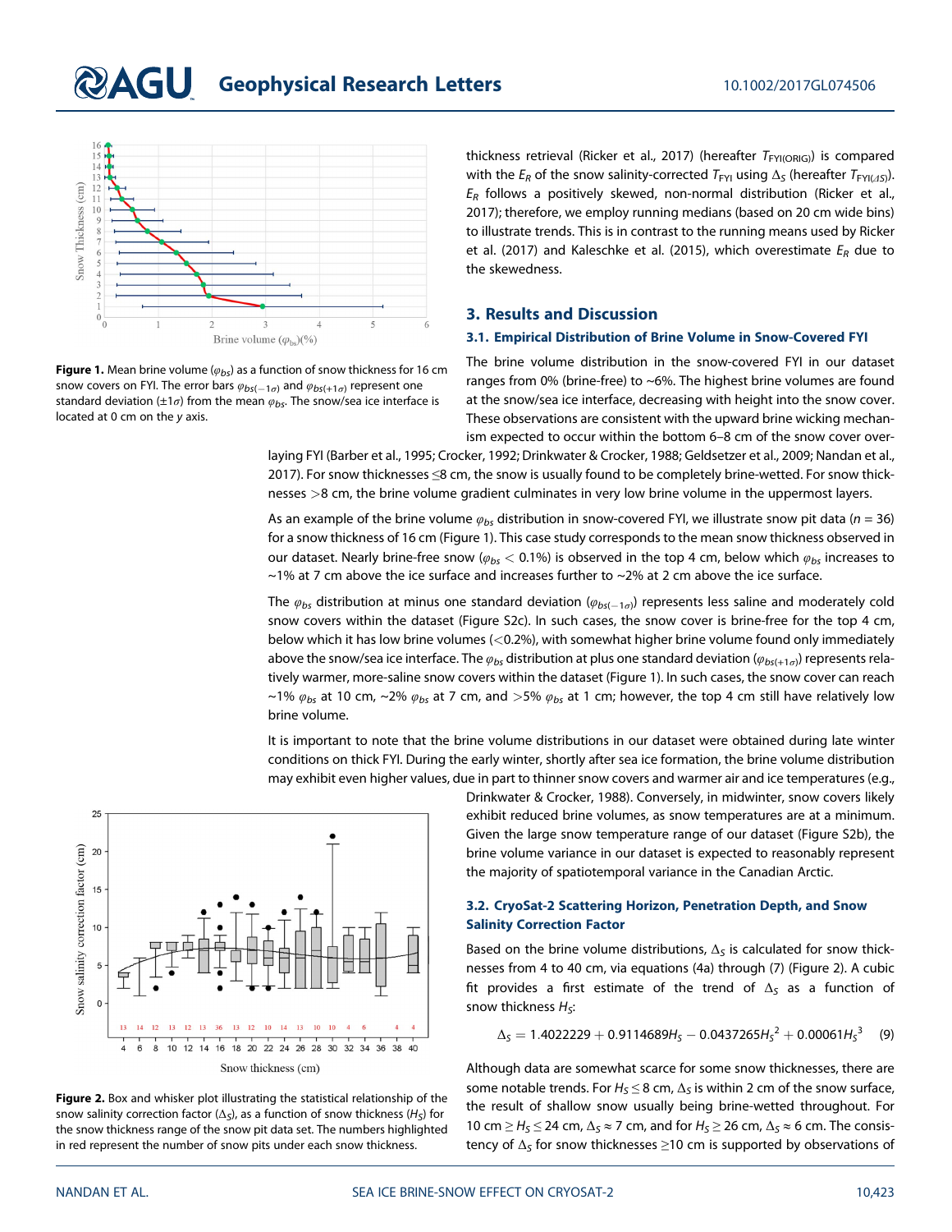thickness retrieval (Ricker et al., 2017) (hereafter $T_{FYI(ORIG)}$) is compared with the $E_R$ of the snow salinity-corrected $T_{FYI}$ using $\Delta_S$ (hereafter $T_{FYI(\Delta S)}$). $E_R$ follows a positively skewed, non-normal distribution (Ricker et al., 2017); therefore, we employ running medians (based on 20 cm wide bins) to illustrate trends. This is in contrast to the running means used by Ricker et al. (2017) and Kaleschke et al. (2015), which overestimate $E_R$ due to the skewedness.

**Figure 1.** Mean brine volume ($\varphi_{bs}$) as a function of snow thickness for 16 cm snow covers on FYI. The error bars $\varphi_{bs(-1\sigma)}$ and $\varphi_{bs(+1\sigma)}$ represent one standard deviation ($\pm 1\sigma$) from the mean $\varphi_{bs}$. The snow/sea ice interface is located at 0 cm on the $y$ axis.

## 3. Results and Discussion

### 3.1. Empirical Distribution of Brine Volume in Snow-Covered FYI

The brine volume distribution in the snow-covered FYI in our dataset ranges from 0% (brine-free) to ~6%. The highest brine volumes are found at the snow/sea ice interface, decreasing with height into the snow cover. These observations are consistent with the upward brine wicking mechanism expected to occur within the bottom 6–8 cm of the snow cover overlaying FYI (Barber et al., 1995; Crocker, 1992; Drinkwater & Crocker, 1988; Geldsetzer et al., 2009; Nandan et al., 2017). For snow thicknesses ≤8 cm, the snow is usually found to be completely brine-wetted. For snow thicknesses >8 cm, the brine volume gradient culminates in very low brine volume in the uppermost layers.

As an example of the brine volume $\varphi_{bs}$ distribution in snow-covered FYI, we illustrate snow pit data ($n$ = 36) for a snow thickness of 16 cm (Figure 1). This case study corresponds to the mean snow thickness observed in our dataset. Nearly brine-free snow ($\varphi_{bs}$ < 0.1%) is observed in the top 4 cm, below which $\varphi_{bs}$ increases to ~1% at 7 cm above the ice surface and increases further to ~2% at 2 cm above the ice surface.

The $\varphi_{bs}$ distribution at minus one standard deviation ($\varphi_{bs(-1\sigma)}$) represents less saline and moderately cold snow covers within the dataset (Figure S2c). In such cases, the snow cover is brine-free for the top 4 cm, below which it has low brine volumes (<0.2%), with somewhat higher brine volume found only immediately above the snow/sea ice interface. The $\varphi_{bs}$ distribution at plus one standard deviation ($\varphi_{bs(+1\sigma)}$) represents relatively warmer, more-saline snow covers within the dataset (Figure 1). In such cases, the snow cover can reach ~1% $\varphi_{bs}$ at 10 cm, ~2% $\varphi_{bs}$ at 7 cm, and >5% $\varphi_{bs}$ at 1 cm; however, the top 4 cm still have relatively low brine volume.

It is important to note that the brine volume distributions in our dataset were obtained during late winter conditions on thick FYI. During the early winter, shortly after sea ice formation, the brine volume distribution may exhibit even higher values, due in part to thinner snow covers and warmer air and ice temperatures (e.g., Drinkwater & Crocker, 1988). Conversely, in midwinter, snow covers likely exhibit reduced brine volumes, as snow temperatures are at a minimum. Given the large snow temperature range of our dataset (Figure S2b), the brine volume variance in our dataset is expected to reasonably represent the majority of spatiotemporal variance in the Canadian Arctic.

**Figure 2.** Box and whisker plot illustrating the statistical relationship of the snow salinity correction factor ($\Delta_S$), as a function of snow thickness ($H_S$) for the snow thickness range of the snow pit data set. The numbers highlighted in red represent the number of snow pits under each snow thickness.

### 3.2. CryoSat-2 Scattering Horizon, Penetration Depth, and Snow Salinity Correction Factor

Based on the brine volume distributions, $\Delta_S$ is calculated for snow thicknesses from 4 to 40 cm, via equations (4a) through (7) (Figure 2). A cubic fit provides a first estimate of the trend of $\Delta_S$ as a function of snow thickness $H_S$:

$$\Delta_S = 1.4022229 + 0.9114689 H_S - 0.0437265 H_S^2 + 0.00061 H_S^3 \quad (9)$$

Although data are somewhat scarce for some snow thicknesses, there are some notable trends. For $H_S \leq 8$ cm, $\Delta_S$ is within 2 cm of the snow surface, the result of shallow snow usually being brine-wetted throughout. For 10 cm $\geq H_S \leq$ 24 cm, $\Delta_S \approx 7$ cm, and for $H_S \geq 26$ cm, $\Delta_S \approx 6$ cm. The consistency of $\Delta_S$ for snow thicknesses ≥10 cm is supported by observations of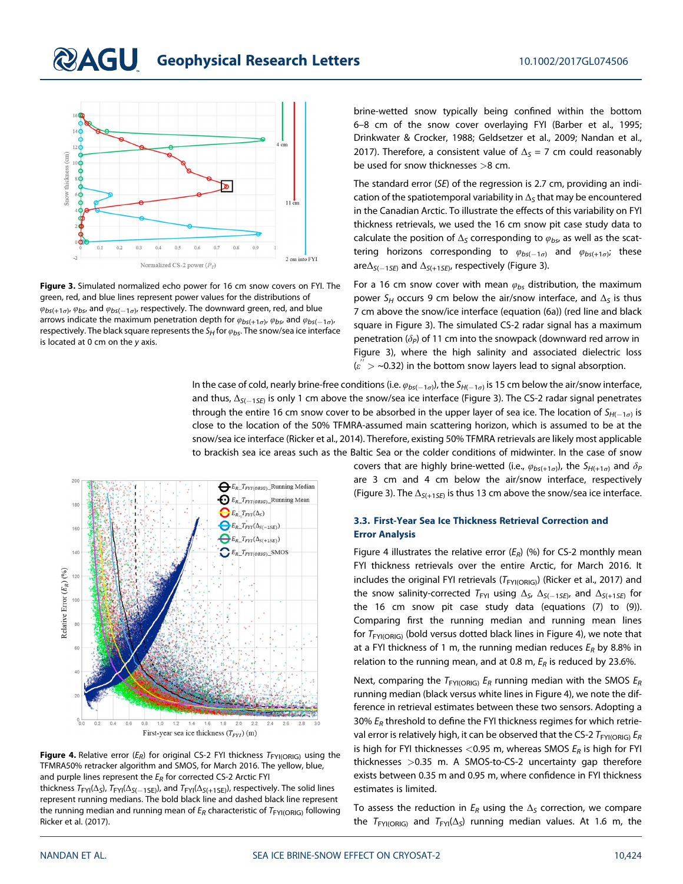**Figure 3.** Simulated normalized echo power for 16 cm snow covers on FYI. The green, red, and blue lines represent power values for the distributions of $\varphi_{bs(+1\sigma)}$, $\varphi_{bs}$, and $\varphi_{bs(-1\sigma)}$, respectively. The downward green, red, and blue arrows indicate the maximum penetration depth for $\varphi_{bs(+1\sigma)}$, $\varphi_{bs}$, and $\varphi_{bs(-1\sigma)}$, respectively. The black square represents the $S_H$ for $\varphi_{bs}$. The snow/sea ice interface is located at 0 cm on the $y$ axis.

brine-wetted snow typically being confined within the bottom 6–8 cm of the snow cover overlaying FYI (Barber et al., 1995; Drinkwater & Crocker, 1988; Geldsetzer et al., 2009; Nandan et al., 2017). Therefore, a consistent value of $\Delta_S$ = 7 cm could reasonably be used for snow thicknesses >8 cm.

The standard error ($SE$) of the regression is 2.7 cm, providing an indication of the spatiotemporal variability in $\Delta_S$ that may be encountered in the Canadian Arctic. To illustrate the effects of this variability on FYI thickness retrievals, we used the 16 cm snow pit case study data to calculate the position of $\Delta_S$ corresponding to $\varphi_{bs}$, as well as the scattering horizons corresponding to $\varphi_{bs(-1\sigma)}$ and $\varphi_{bs(+1\sigma)}$; these are $\Delta_{S(-1SE)}$ and $\Delta_{S(+1SE)}$, respectively (Figure 3).

For a 16 cm snow cover with mean $\varphi_{bs}$ distribution, the maximum power $S_H$ occurs 9 cm below the air/snow interface, and $\Delta_S$ is thus 7 cm above the snow/ice interface (equation (6a)) (red line and black square in Figure 3). The simulated CS-2 radar signal has a maximum penetration ($\delta_P$) of 11 cm into the snowpack (downward red arrow in Figure 3), where the high salinity and associated dielectric loss ($\varepsilon'' > \sim$0.32) in the bottom snow layers lead to signal absorption.

In the case of cold, nearly brine-free conditions (i.e. $\varphi_{bs(-1\sigma)}$), the $S_{H(-1\sigma)}$ is 15 cm below the air/snow interface, and thus, $\Delta_{S(-1SE)}$ is only 1 cm above the snow/sea ice interface (Figure 3). The CS-2 radar signal penetrates through the entire 16 cm snow cover to be absorbed in the upper layer of sea ice. The location of $S_{H(-1\sigma)}$ is close to the location of the 50% TFMRA-assumed main scattering horizon, which is assumed to be at the snow/sea ice interface (Ricker et al., 2014). Therefore, existing 50% TFMRA retrievals are likely most applicable to brackish sea ice areas such as the Baltic Sea or the colder conditions of midwinter. In the case of snow covers that are highly brine-wetted (i.e., $\varphi_{bs(+1\sigma)}$), the $S_{H(+1\sigma)}$ and $\delta_P$ are 3 cm and 4 cm below the air/snow interface, respectively (Figure 3). The $\Delta_{S(+1SE)}$ is thus 13 cm above the snow/sea ice interface.

**Figure 4.** Relative error ($E_R$) for original CS-2 FYI thickness $T_{FYI(ORIG)}$ using the TFMRA50% retracker algorithm and SMOS. The yellow, blue, and purple lines represent the $E_R$ for corrected CS-2 Arctic FYI thickness $T_{FYI}(\Delta_S)$, $T_{FYI}(\Delta_{S(-1SE)})$, and $T_{FYI}(\Delta_{S(+1SE)})$, respectively. The solid lines represent running medians. The bold black line and dashed black line represent the running median and running mean of $E_R$ characteristic of $T_{FYI(ORIG)}$ following Ricker et al. (2017).

### 3.3. First-Year Sea Ice Thickness Retrieval Correction and Error Analysis

Figure 4 illustrates the relative error ($E_R$) (%) for CS-2 monthly mean FYI thickness retrievals over the entire Arctic, for March 2016. It includes the original FYI retrievals ($T_{FYI(ORIG)}$) (Ricker et al., 2017) and the snow salinity-corrected $T_{FYI}$ using $\Delta_S$, $\Delta_{S(-1SE)}$, and $\Delta_{S(+1SE)}$ for the 16 cm snow pit case study data (equations (7) to (9)). Comparing first the running median and running mean lines for $T_{FYI(ORIG)}$ (bold versus dotted black lines in Figure 4), we note that at a FYI thickness of 1 m, the running median reduces $E_R$ by 8.8% in relation to the running mean, and at 0.8 m, $E_R$ is reduced by 23.6%.

Next, comparing the $T_{FYI(ORIG)}$ $E_R$ running median with the SMOS $E_R$ running median (black versus white lines in Figure 4), we note the difference in retrieval estimates between these two sensors. Adopting a 30% $E_R$ threshold to define the FYI thickness regimes for which retrieval error is relatively high, it can be observed that the CS-2 $T_{FYI(ORIG)}$ $E_R$ is high for FYI thicknesses <0.95 m, whereas SMOS $E_R$ is high for FYI thicknesses >0.35 m. A SMOS-to-CS-2 uncertainty gap therefore exists between 0.35 m and 0.95 m, where confidence in FYI thickness estimates is limited.

To assess the reduction in $E_R$ using the $\Delta_S$ correction, we compare the $T_{FYI(ORIG)}$ and $T_{FYI}(\Delta_S)$ running median values. At 1.6 m, the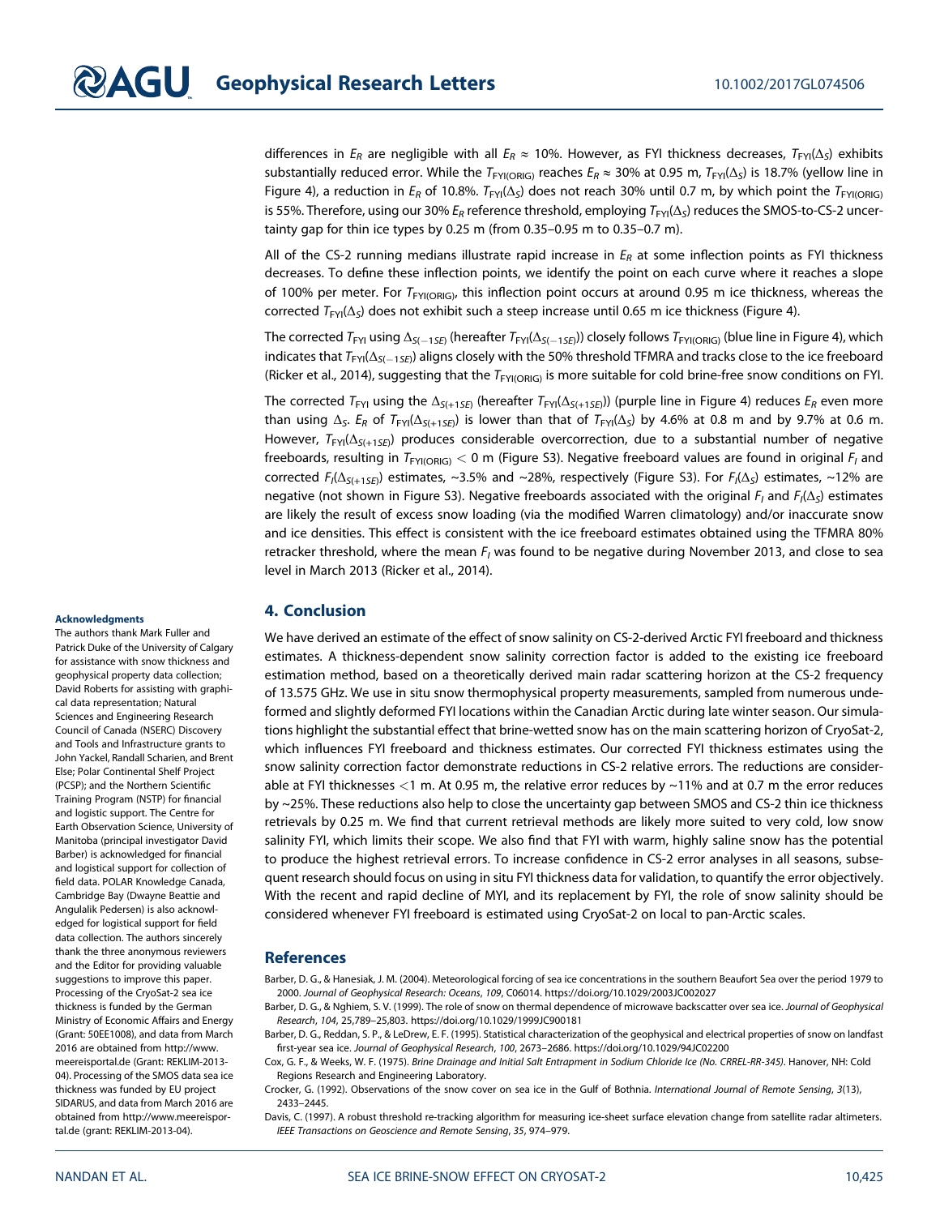differences in $E_R$ are negligible with all $E_R \approx 10\%$. However, as FYI thickness decreases, $T_{FYI}(\Delta_S)$ exhibits substantially reduced error. While the $T_{FYI(ORIG)}$ reaches $E_R \approx 30\%$ at 0.95 m, $T_{FYI}(\Delta_S)$ is 18.7% (yellow line in Figure 4), a reduction in $E_R$ of 10.8%. $T_{FYI}(\Delta_S)$ does not reach 30% until 0.7 m, by which point the $T_{FYI(ORIG)}$ is 55%. Therefore, using our 30% $E_R$ reference threshold, employing $T_{FYI}(\Delta_S)$ reduces the SMOS-to-CS-2 uncertainty gap for thin ice types by 0.25 m (from 0.35–0.95 m to 0.35–0.7 m).

All of the CS-2 running medians illustrate rapid increase in $E_R$ at some inflection points as FYI thickness decreases. To define these inflection points, we identify the point on each curve where it reaches a slope of 100% per meter. For $T_{FYI(ORIG)}$, this inflection point occurs at around 0.95 m ice thickness, whereas the corrected $T_{FYI}(\Delta_S)$ does not exhibit such a steep increase until 0.65 m ice thickness (Figure 4).

The corrected $T_{FYI}$ using $\Delta_{S(-1SE)}$ (hereafter $T_{FYI}(\Delta_{S(-1SE)})$) closely follows $T_{FYI(ORIG)}$ (blue line in Figure 4), which indicates that $T_{FYI}(\Delta_{S(-1SE)})$ aligns closely with the 50% threshold TFMRA and tracks close to the ice freeboard (Ricker et al., 2014), suggesting that the $T_{FYI(ORIG)}$ is more suitable for cold brine-free snow conditions on FYI.

The corrected $T_{FYI}$ using the $\Delta_{S(+1SE)}$ (hereafter $T_{FYI}(\Delta_{S(+1SE)})$) (purple line in Figure 4) reduces $E_R$ even more than using $\Delta_S$. $E_R$ of $T_{FYI}(\Delta_{S(+1SE)})$ is lower than that of $T_{FYI}(\Delta_S)$ by 4.6% at 0.8 m and by 9.7% at 0.6 m. However, $T_{FYI}(\Delta_{S(+1SE)})$ produces considerable overcorrection, due to a substantial number of negative freeboards, resulting in $T_{FYI(ORIG)} < 0$ m (Figure S3). Negative freeboard values are found in original $F_I$ and corrected $F_I(\Delta_{S(+1SE)})$ estimates, ~3.5% and ~28%, respectively (Figure S3). For $F_I(\Delta_S)$ estimates, ~12% are negative (not shown in Figure S3). Negative freeboards associated with the original $F_I$ and $F_I(\Delta_S)$ estimates are likely the result of excess snow loading (via the modified Warren climatology) and/or inaccurate snow and ice densities. This effect is consistent with the ice freeboard estimates obtained using the TFMRA 80% retracker threshold, where the mean $F_I$ was found to be negative during November 2013, and close to sea level in March 2013 (Ricker et al., 2014).

## 4. Conclusion

We have derived an estimate of the effect of snow salinity on CS-2-derived Arctic FYI freeboard and thickness estimates. A thickness-dependent snow salinity correction factor is added to the existing ice freeboard estimation method, based on a theoretically derived main radar scattering horizon at the CS-2 frequency of 13.575 GHz. We use in situ snow thermophysical property measurements, sampled from numerous undeformed and slightly deformed FYI locations within the Canadian Arctic during late winter season. Our simulations highlight the substantial effect that brine-wetted snow has on the main scattering horizon of CryoSat-2, which influences FYI freeboard and thickness estimates. Our corrected FYI thickness estimates using the snow salinity correction factor demonstrate reductions in CS-2 relative errors. The reductions are considerable at FYI thicknesses <1 m. At 0.95 m, the relative error reduces by ~11% and at 0.7 m the error reduces by ~25%. These reductions also help to close the uncertainty gap between SMOS and CS-2 thin ice thickness retrievals by 0.25 m. We find that current retrieval methods are likely more suited to very cold, low snow salinity FYI, which limits their scope. We also find that FYI with warm, highly saline snow has the potential to produce the highest retrieval errors. To increase confidence in CS-2 error analyses in all seasons, subsequent research should focus on using in situ FYI thickness data for validation, to quantify the error objectively. With the recent and rapid decline of MYI, and its replacement by FYI, the role of snow salinity should be considered whenever FYI freeboard is estimated using CryoSat-2 on local to pan-Arctic scales.

### Acknowledgments

The authors thank Mark Fuller and Patrick Duke of the University of Calgary for assistance with snow thickness and geophysical property data collection; David Roberts for assisting with graphical data representation; Natural Sciences and Engineering Research Council of Canada (NSERC) Discovery and Tools and Infrastructure grants to John Yackel, Randall Scharien, and Brent Else; Polar Continental Shelf Project (PCSP); and the Northern Scientific Training Program (NSTP) for financial and logistic support. The Centre for Earth Observation Science, University of Manitoba (principal investigator David Barber) is acknowledged for financial and logistical support for collection of field data. POLAR Knowledge Canada, Cambridge Bay (Dwayne Beattie and Angulalik Pedersen) is also acknowledged for logistical support for field data collection. The authors sincerely thank the three anonymous reviewers and the Editor for providing valuable suggestions to improve this paper. Processing of the CryoSat-2 sea ice thickness is funded by the German Ministry of Economic Affairs and Energy (Grant: 50EE1008), and data from March 2016 are obtained from http://www.meereisportal.de (Grant: REKLIM-2013-04). Processing of the SMOS data sea ice thickness was funded by EU project SIDARUS, and data from March 2016 are obtained from http://www.meereisportal.de (grant: REKLIM-2013-04).

## References

Barber, D. G., & Hanesiak, J. M. (2004). Meteorological forcing of sea ice concentrations in the southern Beaufort Sea over the period 1979 to 2000. *Journal of Geophysical Research: Oceans*, *109*, C06014. https://doi.org/10.1029/2003JC002027

Barber, D. G., & Nghiem, S. V. (1999). The role of snow on thermal dependence of microwave backscatter over sea ice. *Journal of Geophysical Research*, *104*, 25,789–25,803. https://doi.org/10.1029/1999JC900181

Barber, D. G., Reddan, S. P., & LeDrew, E. F. (1995). Statistical characterization of the geophysical and electrical properties of snow on landfast first-year sea ice. *Journal of Geophysical Research*, *100*, 2673–2686. https://doi.org/10.1029/94JC02200

Cox, G. F., & Weeks, W. F. (1975). *Brine Drainage and Initial Salt Entrapment in Sodium Chloride Ice (No. CRREL-RR-345)*. Hanover, NH: Cold Regions Research and Engineering Laboratory.

Crocker, G. (1992). Observations of the snow cover on sea ice in the Gulf of Bothnia. *International Journal of Remote Sensing*, *3*(13), 2433–2445.

Davis, C. (1997). A robust threshold re-tracking algorithm for measuring ice-sheet surface elevation change from satellite radar altimeters. *IEEE Transactions on Geoscience and Remote Sensing*, *35*, 974–979.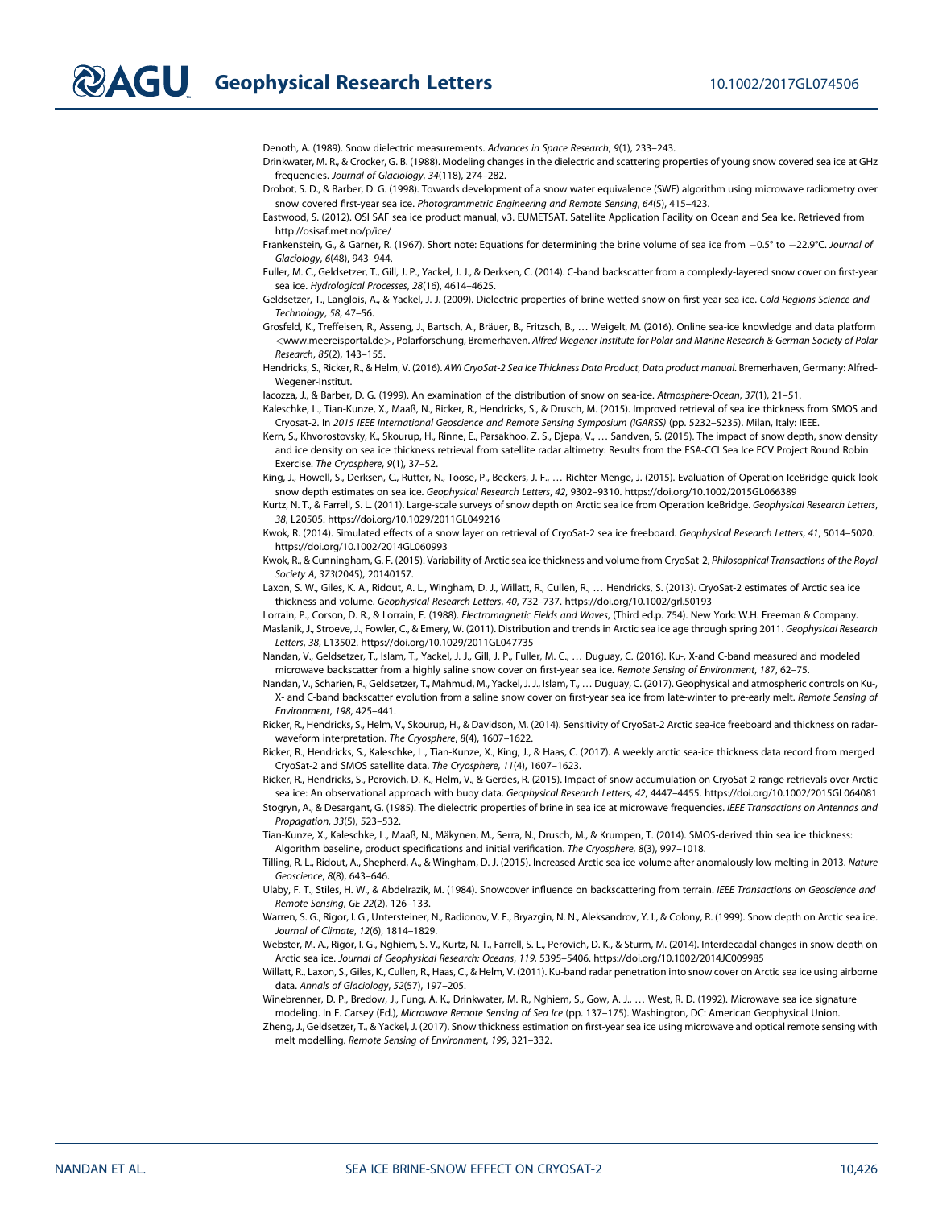Denoth, A. (1989). Snow dielectric measurements. *Advances in Space Research*, *9*(1), 233–243.

Drinkwater, M. R., & Crocker, G. B. (1988). Modeling changes in the dielectric and scattering properties of young snow covered sea ice at GHz frequencies. *Journal of Glaciology*, *34*(118), 274–282.

Drobot, S. D., & Barber, D. G. (1998). Towards development of a snow water equivalence (SWE) algorithm using microwave radiometry over snow covered first-year sea ice. *Photogrammetric Engineering and Remote Sensing*, *64*(5), 415–423.

Eastwood, S. (2012). OSI SAF sea ice product manual, v3. EUMETSAT. Satellite Application Facility on Ocean and Sea Ice. Retrieved from http://osisaf.met.no/p/ice/

Frankenstein, G., & Garner, R. (1967). Short note: Equations for determining the brine volume of sea ice from −0.5° to −22.9°C. *Journal of Glaciology*, *6*(48), 943–944.

Fuller, M. C., Geldsetzer, T., Gill, J. P., Yackel, J. J., & Derksen, C. (2014). C-band backscatter from a complexly-layered snow cover on first-year sea ice. *Hydrological Processes*, *28*(16), 4614–4625.

Geldsetzer, T., Langlois, A., & Yackel, J. J. (2009). Dielectric properties of brine-wetted snow on first-year sea ice. *Cold Regions Science and Technology*, *58*, 47–56.

Grosfeld, K., Treffeisen, R., Asseng, J., Bartsch, A., Bräuer, B., Fritzsch, B., … Weigelt, M. (2016). Online sea-ice knowledge and data platform <www.meereisportal.de>, Polarforschung, Bremerhaven. *Alfred Wegener Institute for Polar and Marine Research & German Society of Polar Research*, *85*(2), 143–155.

Hendricks, S., Ricker, R., & Helm, V. (2016). *AWI CryoSat-2 Sea Ice Thickness Data Product, Data product manual*. Bremerhaven, Germany: Alfred-Wegener-Institut.

Iacozza, J., & Barber, D. G. (1999). An examination of the distribution of snow on sea-ice. *Atmosphere-Ocean*, *37*(1), 21–51.

Kaleschke, L., Tian-Kunze, X., Maaß, N., Ricker, R., Hendricks, S., & Drusch, M. (2015). Improved retrieval of sea ice thickness from SMOS and Cryosat-2. In *2015 IEEE International Geoscience and Remote Sensing Symposium (IGARSS)* (pp. 5232–5235). Milan, Italy: IEEE.

Kern, S., Khvorostovsky, K., Skourup, H., Rinne, E., Parsakhoo, Z. S., Djepa, V., … Sandven, S. (2015). The impact of snow depth, snow density and ice density on sea ice thickness retrieval from satellite radar altimetry: Results from the ESA-CCI Sea Ice ECV Project Round Robin Exercise. *The Cryosphere*, *9*(1), 37–52.

King, J., Howell, S., Derksen, C., Rutter, N., Toose, P., Beckers, J. F., … Richter-Menge, J. (2015). Evaluation of Operation IceBridge quick-look snow depth estimates on sea ice. *Geophysical Research Letters*, *42*, 9302–9310. https://doi.org/10.1002/2015GL066389

Kurtz, N. T., & Farrell, S. L. (2011). Large-scale surveys of snow depth on Arctic sea ice from Operation IceBridge. *Geophysical Research Letters*, *38*, L20505. https://doi.org/10.1029/2011GL049216

Kwok, R. (2014). Simulated effects of a snow layer on retrieval of CryoSat-2 sea ice freeboard. *Geophysical Research Letters*, *41*, 5014–5020. https://doi.org/10.1002/2014GL060993

Kwok, R., & Cunningham, G. F. (2015). Variability of Arctic sea ice thickness and volume from CryoSat-2, *Philosophical Transactions of the Royal Society A*, *373*(2045), 20140157.

Laxon, S. W., Giles, K. A., Ridout, A. L., Wingham, D. J., Willatt, R., Cullen, R., … Hendricks, S. (2013). CryoSat-2 estimates of Arctic sea ice thickness and volume. *Geophysical Research Letters*, *40*, 732–737. https://doi.org/10.1002/grl.50193

Lorrain, P., Corson, D. R., & Lorrain, F. (1988). *Electromagnetic Fields and Waves*, (Third ed.p. 754). New York: W.H. Freeman & Company.

Maslanik, J., Stroeve, J., Fowler, C., & Emery, W. (2011). Distribution and trends in Arctic sea ice age through spring 2011. *Geophysical Research Letters*, *38*, L13502. https://doi.org/10.1029/2011GL047735

Nandan, V., Geldsetzer, T., Islam, T., Yackel, J. J., Gill, J. P., Fuller, M. C., … Duguay, C. (2016). Ku-, X-and C-band measured and modeled microwave backscatter from a highly saline snow cover on first-year sea ice. *Remote Sensing of Environment*, *187*, 62–75.

Nandan, V., Scharien, R., Geldsetzer, T., Mahmud, M., Yackel, J. J., Islam, T., … Duguay, C. (2017). Geophysical and atmospheric controls on Ku-, X- and C-band backscatter evolution from a saline snow cover on first-year sea ice from late-winter to pre-early melt. *Remote Sensing of Environment*, *198*, 425–441.

Ricker, R., Hendricks, S., Helm, V., Skourup, H., & Davidson, M. (2014). Sensitivity of CryoSat-2 Arctic sea-ice freeboard and thickness on radar-waveform interpretation. *The Cryosphere*, *8*(4), 1607–1622.

Ricker, R., Hendricks, S., Kaleschke, L., Tian-Kunze, X., King, J., & Haas, C. (2017). A weekly arctic sea-ice thickness data record from merged CryoSat-2 and SMOS satellite data. *The Cryosphere*, *11*(4), 1607–1623.

Ricker, R., Hendricks, S., Perovich, D. K., Helm, V., & Gerdes, R. (2015). Impact of snow accumulation on CryoSat-2 range retrievals over Arctic sea ice: An observational approach with buoy data. *Geophysical Research Letters*, *42*, 4447–4455. https://doi.org/10.1002/2015GL064081

Stogryn, A., & Desargant, G. (1985). The dielectric properties of brine in sea ice at microwave frequencies. *IEEE Transactions on Antennas and Propagation*, *33*(5), 523–532.

Tian-Kunze, X., Kaleschke, L., Maaß, N., Mäkynen, M., Serra, N., Drusch, M., & Krumpen, T. (2014). SMOS-derived thin sea ice thickness: Algorithm baseline, product specifications and initial verification. *The Cryosphere*, *8*(3), 997–1018.

Tilling, R. L., Ridout, A., Shepherd, A., & Wingham, D. J. (2015). Increased Arctic sea ice volume after anomalously low melting in 2013. *Nature Geoscience*, *8*(8), 643–646.

Ulaby, F. T., Stiles, H. W., & Abdelrazik, M. (1984). Snowcover influence on backscattering from terrain. *IEEE Transactions on Geoscience and Remote Sensing*, *GE-22*(2), 126–133.

Warren, S. G., Rigor, I. G., Untersteiner, N., Radionov, V. F., Bryazgin, N. N., Aleksandrov, Y. I., & Colony, R. (1999). Snow depth on Arctic sea ice. *Journal of Climate*, *12*(6), 1814–1829.

Webster, M. A., Rigor, I. G., Nghiem, S. V., Kurtz, N. T., Farrell, S. L., Perovich, D. K., & Sturm, M. (2014). Interdecadal changes in snow depth on Arctic sea ice. *Journal of Geophysical Research: Oceans*, *119*, 5395–5406. https://doi.org/10.1002/2014JC009985

Willatt, R., Laxon, S., Giles, K., Cullen, R., Haas, C., & Helm, V. (2011). Ku-band radar penetration into snow cover on Arctic sea ice using airborne data. *Annals of Glaciology*, *52*(57), 197–205.

Winebrenner, D. P., Bredow, J., Fung, A. K., Drinkwater, M. R., Nghiem, S., Gow, A. J., … West, R. D. (1992). Microwave sea ice signature modeling. In F. Carsey (Ed.), *Microwave Remote Sensing of Sea Ice* (pp. 137–175). Washington, DC: American Geophysical Union.

Zheng, J., Geldsetzer, T., & Yackel, J. (2017). Snow thickness estimation on first-year sea ice using microwave and optical remote sensing with melt modelling. *Remote Sensing of Environment*, *199*, 321–332.